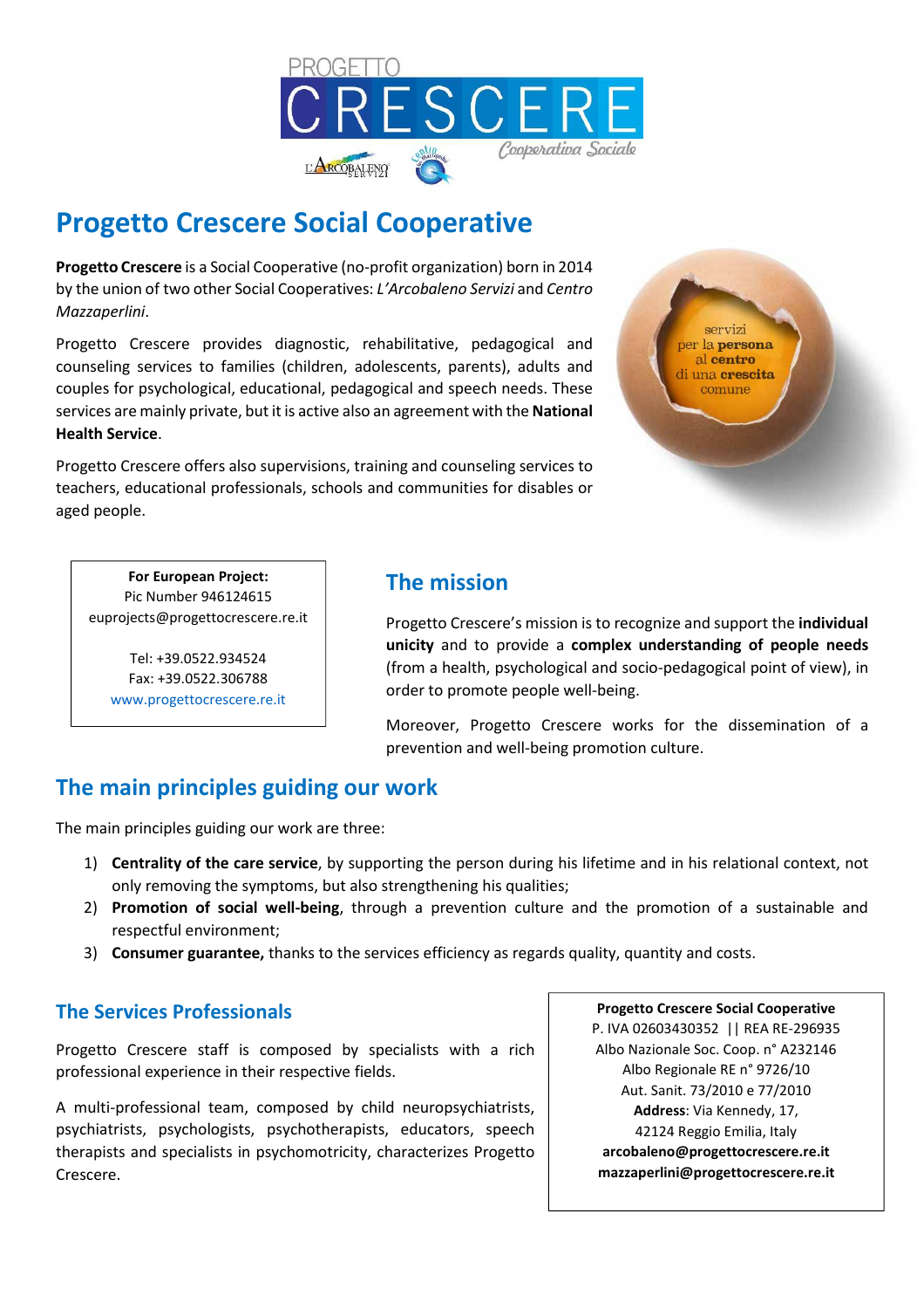# Progetto Crescere Social Cooperative

**Progetto Crescere** is a Social Cooperative (no-profit organization) born in 2014 by the union of two other Social Cooperatives: *L'Arcobaleno Servizi* and *Centro Mazzaperlini*.

Progetto Crescere provides diagnostic, rehabilitative, pedagogical and counseling services to families (children, adolescents, parents), adults and couples for psychological, educational, pedagogical and speech needs. These services are mainly private, but it is active also an agreement with the **National Health Service**.

Progetto Crescere offers also supervisions, training and counseling services to teachers, educational professionals, schools and communities for disables or aged people.

**For European Project:**
Pic Number 946124615
euprojects@progettocrescere.re.it

Tel: +39.0522.934524
Fax: +39.0522.306788
www.progettocrescere.re.it

## The mission

Progetto Crescere's mission is to recognize and support the **individual unicity** and to provide a **complex understanding of people needs** (from a health, psychological and socio-pedagogical point of view), in order to promote people well-being.

Moreover, Progetto Crescere works for the dissemination of a prevention and well-being promotion culture.

## The main principles guiding our work

The main principles guiding our work are three:

1) **Centrality of the care service**, by supporting the person during his lifetime and in his relational context, not only removing the symptoms, but also strengthening his qualities;
2) **Promotion of social well-being**, through a prevention culture and the promotion of a sustainable and respectful environment;
3) **Consumer guarantee,** thanks to the services efficiency as regards quality, quantity and costs.

## The Services Professionals

Progetto Crescere staff is composed by specialists with a rich professional experience in their respective fields.

A multi-professional team, composed by child neuropsychiatrists, psychiatrists, psychologists, psychotherapists, educators, speech therapists and specialists in psychomotricity, characterizes Progetto Crescere.

**Progetto Crescere Social Cooperative**
P. IVA 02603430352 || REA RE-296935
Albo Nazionale Soc. Coop. n° A232146
Albo Regionale RE n° 9726/10
Aut. Sanit. 73/2010 e 77/2010
**Address**: Via Kennedy, 17,
42124 Reggio Emilia, Italy
**arcobaleno@progettocrescere.re.it**
**mazzaperlini@progettocrescere.re.it**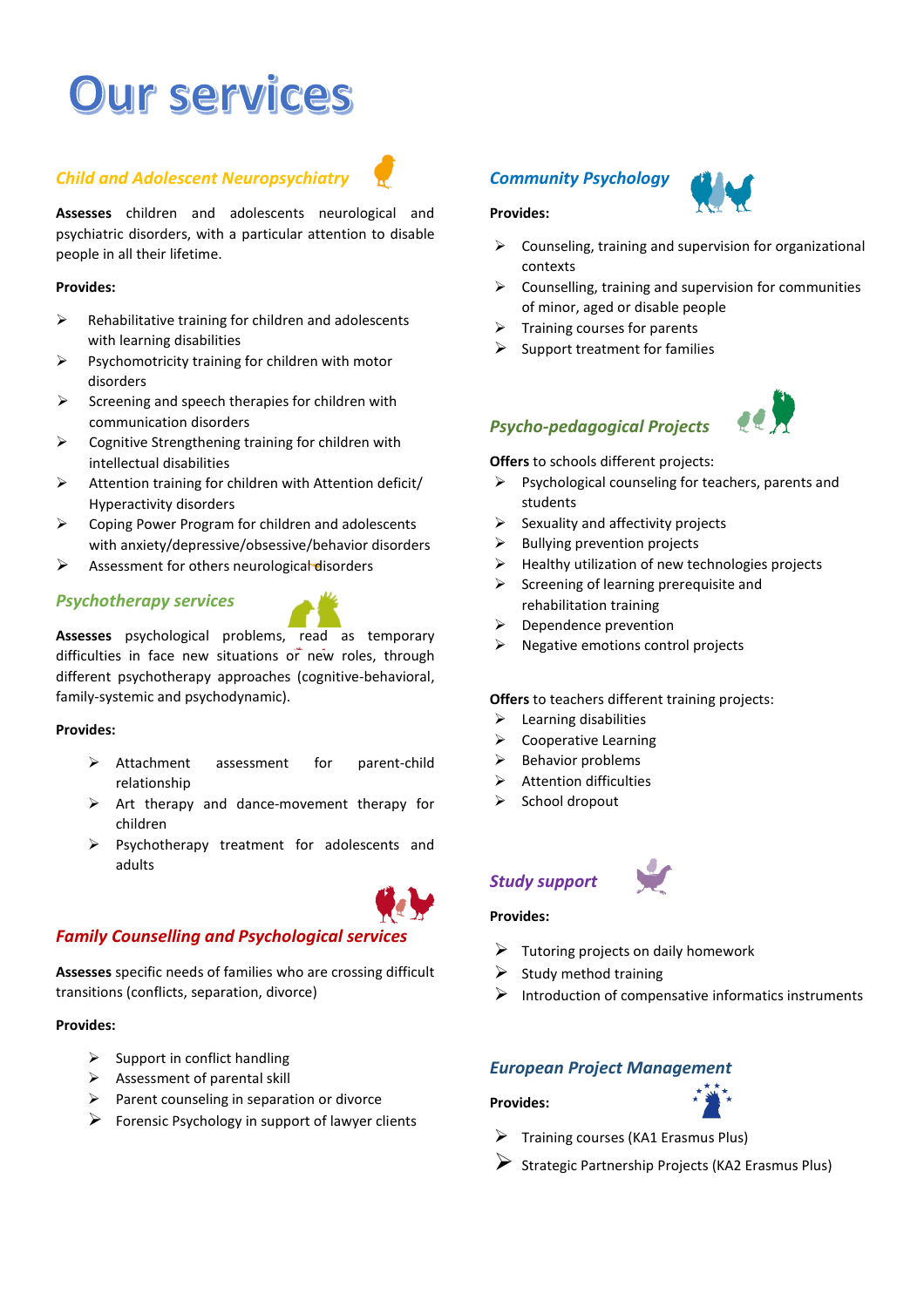# Our services

## *Child and Adolescent Neuropsychiatry*

**Assesses** children and adolescents neurological and psychiatric disorders, with a particular attention to disable people in all their lifetime.

**Provides:**

- Rehabilitative training for children and adolescents with learning disabilities
- Psychomotricity training for children with motor disorders
- Screening and speech therapies for children with communication disorders
- Cognitive Strengthening training for children with intellectual disabilities
- Attention training for children with Attention deficit/ Hyperactivity disorders
- Coping Power Program for children and adolescents with anxiety/depressive/obsessive/behavior disorders
- Assessment for others neurological disorders

## *Psychotherapy services*

**Assesses** psychological problems, read as temporary difficulties in face new situations or new roles, through different psychotherapy approaches (cognitive-behavioral, family-systemic and psychodynamic).

**Provides:**

- Attachment assessment for parent-child relationship
- Art therapy and dance-movement therapy for children
- Psychotherapy treatment for adolescents and adults

## *Family Counselling and Psychological services*

**Assesses** specific needs of families who are crossing difficult transitions (conflicts, separation, divorce)

**Provides:**

- Support in conflict handling
- Assessment of parental skill
- Parent counseling in separation or divorce
- Forensic Psychology in support of lawyer clients

## *Community Psychology*

**Provides:**

- Counseling, training and supervision for organizational contexts
- Counselling, training and supervision for communities of minor, aged or disable people
- Training courses for parents
- Support treatment for families

## *Psycho-pedagogical Projects*

**Offers** to schools different projects:

- Psychological counseling for teachers, parents and students
- Sexuality and affectivity projects
- Bullying prevention projects
- Healthy utilization of new technologies projects
- Screening of learning prerequisite and rehabilitation training
- Dependence prevention
- Negative emotions control projects

**Offers** to teachers different training projects:

- Learning disabilities
- Cooperative Learning
- Behavior problems
- Attention difficulties
- School dropout

## *Study support*

**Provides:**

- Tutoring projects on daily homework
- Study method training
- Introduction of compensative informatics instruments

## *European Project Management*

**Provides:**

- Training courses (KA1 Erasmus Plus)
- Strategic Partnership Projects (KA2 Erasmus Plus)